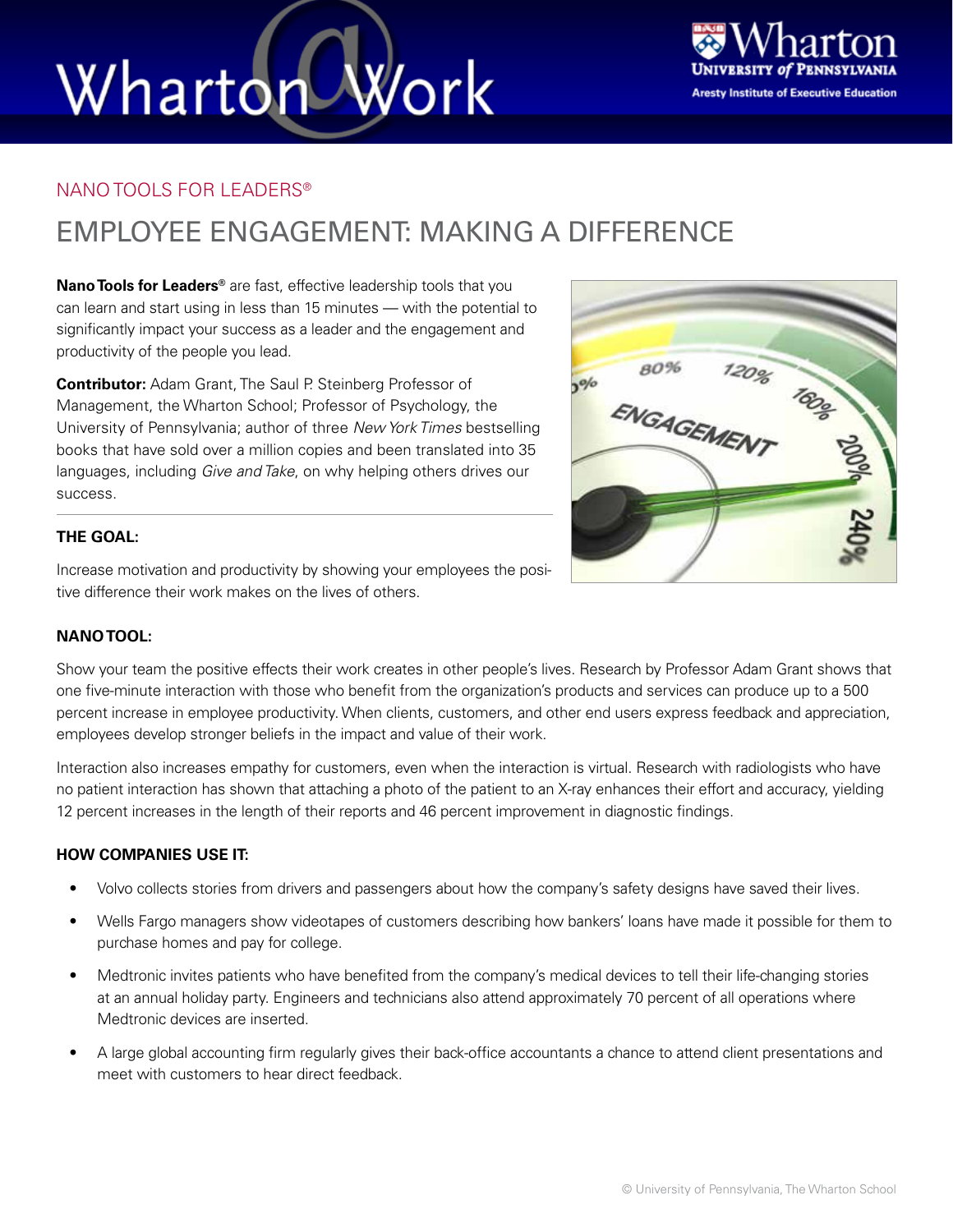# Wharton@Work

NANO TOOLS FOR LEADERS®

## EMPLOYEE ENGAGEMENT: MAKING A DIFFERENCE

**Nano Tools for Leaders®** are fast, effective leadership tools that you can learn and start using in less than 15 minutes — with the potential to significantly impact your success as a leader and the engagement and productivity of the people you lead.

**Contributor:** Adam Grant, The Saul P. Steinberg Professor of Management, the Wharton School; Professor of Psychology, the University of Pennsylvania; author of three *New York Times* bestselling books that have sold over a million copies and been translated into 35 languages, including *Give and Take*, on why helping others drives our success.

### THE GOAL:

Increase motivation and productivity by showing your employees the positive difference their work makes on the lives of others.

### NANO TOOL:

Show your team the positive effects their work creates in other people's lives. Research by Professor Adam Grant shows that one five-minute interaction with those who benefit from the organization's products and services can produce up to a 500 percent increase in employee productivity. When clients, customers, and other end users express feedback and appreciation, employees develop stronger beliefs in the impact and value of their work.

Interaction also increases empathy for customers, even when the interaction is virtual. Research with radiologists who have no patient interaction has shown that attaching a photo of the patient to an X-ray enhances their effort and accuracy, yielding 12 percent increases in the length of their reports and 46 percent improvement in diagnostic findings.

### HOW COMPANIES USE IT:

- Volvo collects stories from drivers and passengers about how the company's safety designs have saved their lives.
- Wells Fargo managers show videotapes of customers describing how bankers' loans have made it possible for them to purchase homes and pay for college.
- Medtronic invites patients who have benefited from the company's medical devices to tell their life-changing stories at an annual holiday party. Engineers and technicians also attend approximately 70 percent of all operations where Medtronic devices are inserted.
- A large global accounting firm regularly gives their back-office accountants a chance to attend client presentations and meet with customers to hear direct feedback.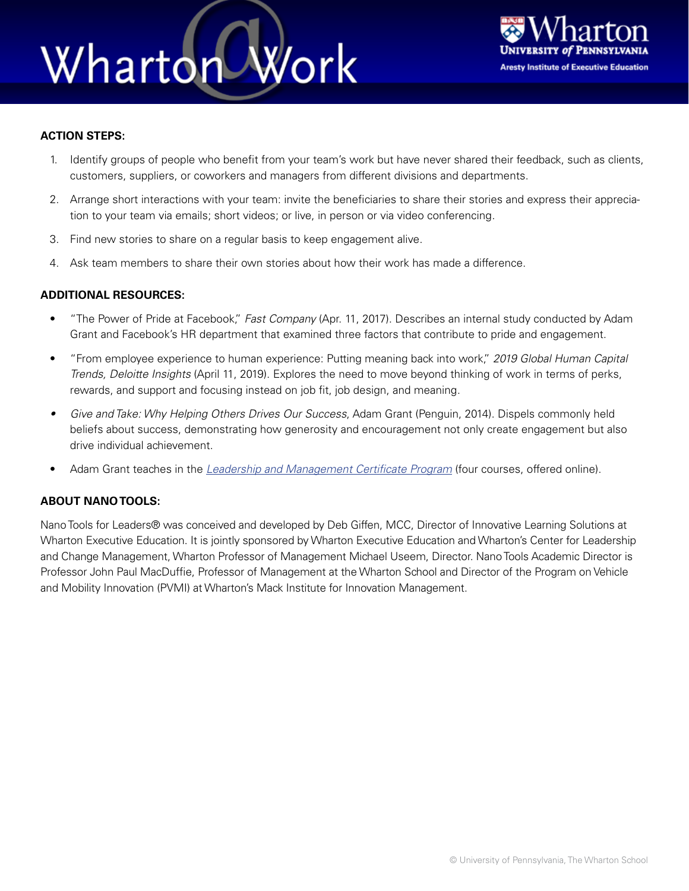**ACTION STEPS:**

1. Identify groups of people who benefit from your team's work but have never shared their feedback, such as clients, customers, suppliers, or coworkers and managers from different divisions and departments.
2. Arrange short interactions with your team: invite the beneficiaries to share their stories and express their appreciation to your team via emails; short videos; or live, in person or via video conferencing.
3. Find new stories to share on a regular basis to keep engagement alive.
4. Ask team members to share their own stories about how their work has made a difference.

**ADDITIONAL RESOURCES:**

- "The Power of Pride at Facebook," *Fast Company* (Apr. 11, 2017). Describes an internal study conducted by Adam Grant and Facebook's HR department that examined three factors that contribute to pride and engagement.
- "From employee experience to human experience: Putting meaning back into work," *2019 Global Human Capital Trends, Deloitte Insights* (April 11, 2019). Explores the need to move beyond thinking of work in terms of perks, rewards, and support and focusing instead on job fit, job design, and meaning.
- *Give and Take: Why Helping Others Drives Our Success*, Adam Grant (Penguin, 2014). Dispels commonly held beliefs about success, demonstrating how generosity and encouragement not only create engagement but also drive individual achievement.
- Adam Grant teaches in the *Leadership and Management Certificate Program* (four courses, offered online).

**ABOUT NANO TOOLS:**

Nano Tools for Leaders® was conceived and developed by Deb Giffen, MCC, Director of Innovative Learning Solutions at Wharton Executive Education. It is jointly sponsored by Wharton Executive Education and Wharton's Center for Leadership and Change Management, Wharton Professor of Management Michael Useem, Director. Nano Tools Academic Director is Professor John Paul MacDuffie, Professor of Management at the Wharton School and Director of the Program on Vehicle and Mobility Innovation (PVMI) at Wharton's Mack Institute for Innovation Management.